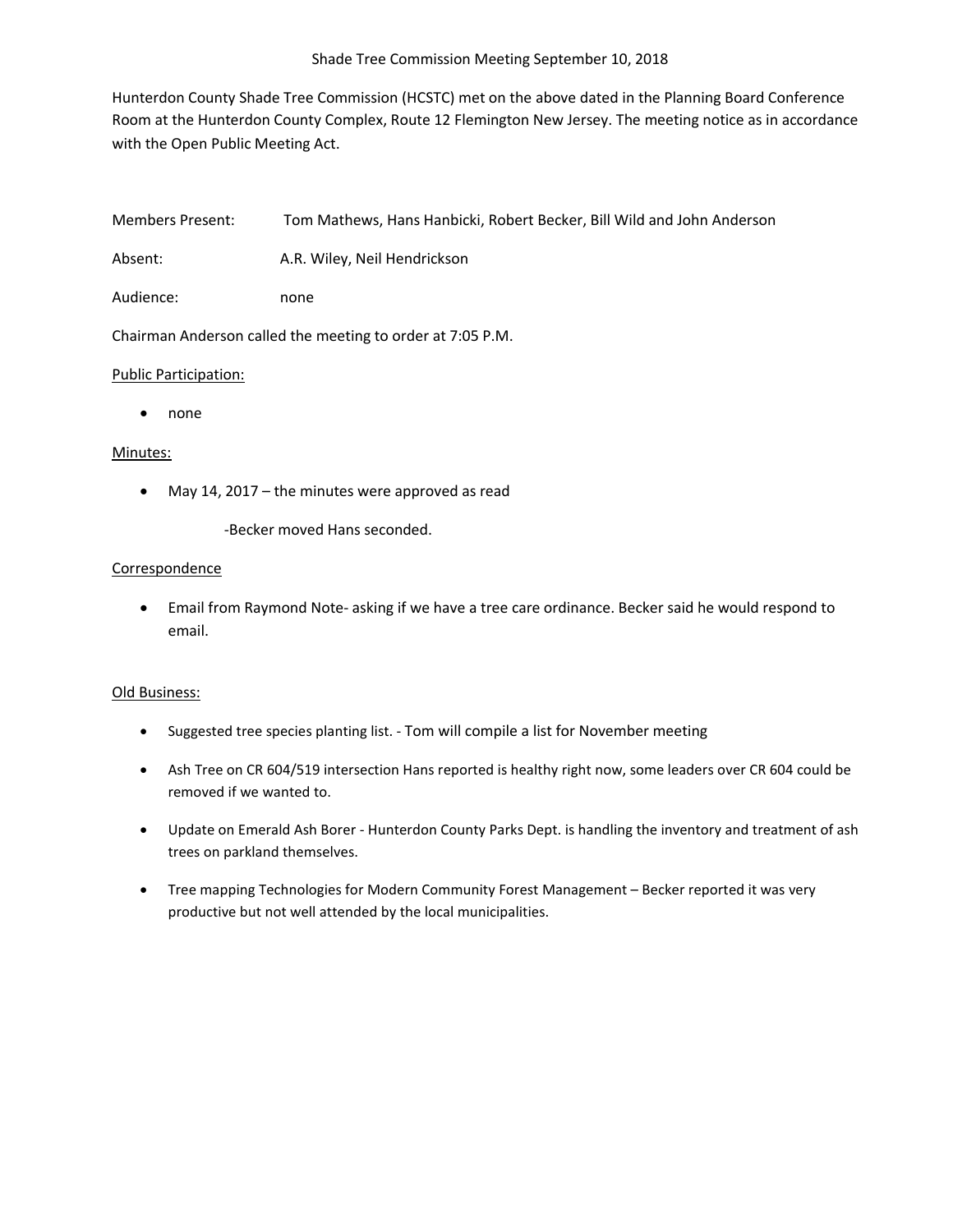# Shade Tree Commission Meeting September 10, 2018

Hunterdon County Shade Tree Commission (HCSTC) met on the above dated in the Planning Board Conference Room at the Hunterdon County Complex, Route 12 Flemington New Jersey. The meeting notice as in accordance with the Open Public Meeting Act.

Members Present: Tom Mathews, Hans Hanbicki, Robert Becker, Bill Wild and John Anderson

Absent: A.R. Wiley, Neil Hendrickson

Audience: none

Chairman Anderson called the meeting to order at 7:05 P.M.

Public Participation:

- none

Minutes:

- May 14, 2017 – the minutes were approved as read

  -Becker moved Hans seconded.

Correspondence

- Email from Raymond Note- asking if we have a tree care ordinance. Becker said he would respond to email.

Old Business:

- Suggested tree species planting list. - Tom will compile a list for November meeting
- Ash Tree on CR 604/519 intersection Hans reported is healthy right now, some leaders over CR 604 could be removed if we wanted to.
- Update on Emerald Ash Borer - Hunterdon County Parks Dept. is handling the inventory and treatment of ash trees on parkland themselves.
- Tree mapping Technologies for Modern Community Forest Management – Becker reported it was very productive but not well attended by the local municipalities.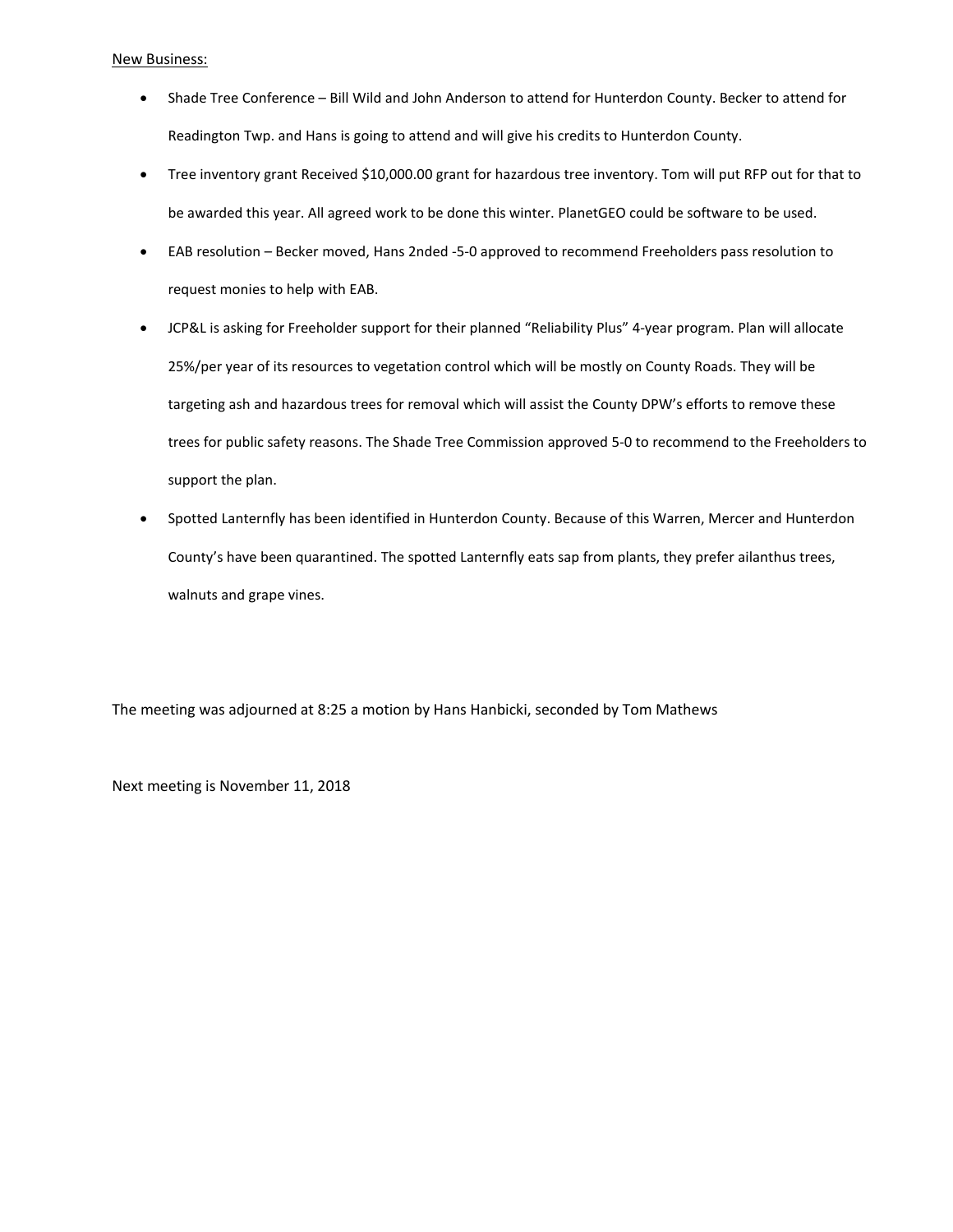New Business:

- Shade Tree Conference – Bill Wild and John Anderson to attend for Hunterdon County. Becker to attend for Readington Twp. and Hans is going to attend and will give his credits to Hunterdon County.
- Tree inventory grant Received $10,000.00 grant for hazardous tree inventory. Tom will put RFP out for that to be awarded this year. All agreed work to be done this winter. PlanetGEO could be software to be used.
- EAB resolution – Becker moved, Hans 2nded -5-0 approved to recommend Freeholders pass resolution to request monies to help with EAB.
- JCP&L is asking for Freeholder support for their planned "Reliability Plus" 4-year program. Plan will allocate 25%/per year of its resources to vegetation control which will be mostly on County Roads. They will be targeting ash and hazardous trees for removal which will assist the County DPW's efforts to remove these trees for public safety reasons. The Shade Tree Commission approved 5-0 to recommend to the Freeholders to support the plan.
- Spotted Lanternfly has been identified in Hunterdon County. Because of this Warren, Mercer and Hunterdon County's have been quarantined. The spotted Lanternfly eats sap from plants, they prefer ailanthus trees, walnuts and grape vines.

The meeting was adjourned at 8:25 a motion by Hans Hanbicki, seconded by Tom Mathews

Next meeting is November 11, 2018